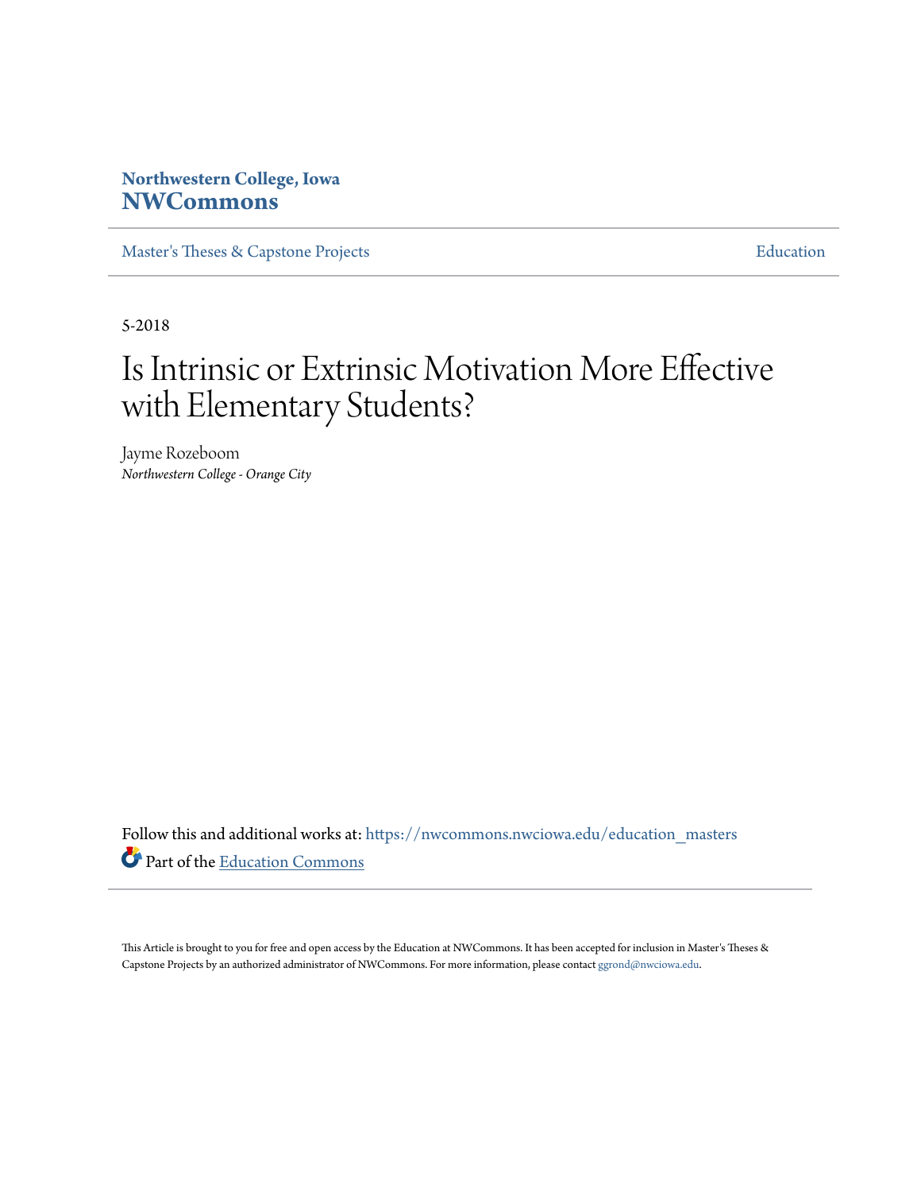**Northwestern College, Iowa**
**NWCommons**

Master's Theses & Capstone Projects — Education

5-2018

# Is Intrinsic or Extrinsic Motivation More Effective with Elementary Students?

Jayme Rozeboom
*Northwestern College - Orange City*

Follow this and additional works at: https://nwcommons.nwciowa.edu/education_masters

Part of the Education Commons

This Article is brought to you for free and open access by the Education at NWCommons. It has been accepted for inclusion in Master's Theses & Capstone Projects by an authorized administrator of NWCommons. For more information, please contact ggrond@nwciowa.edu.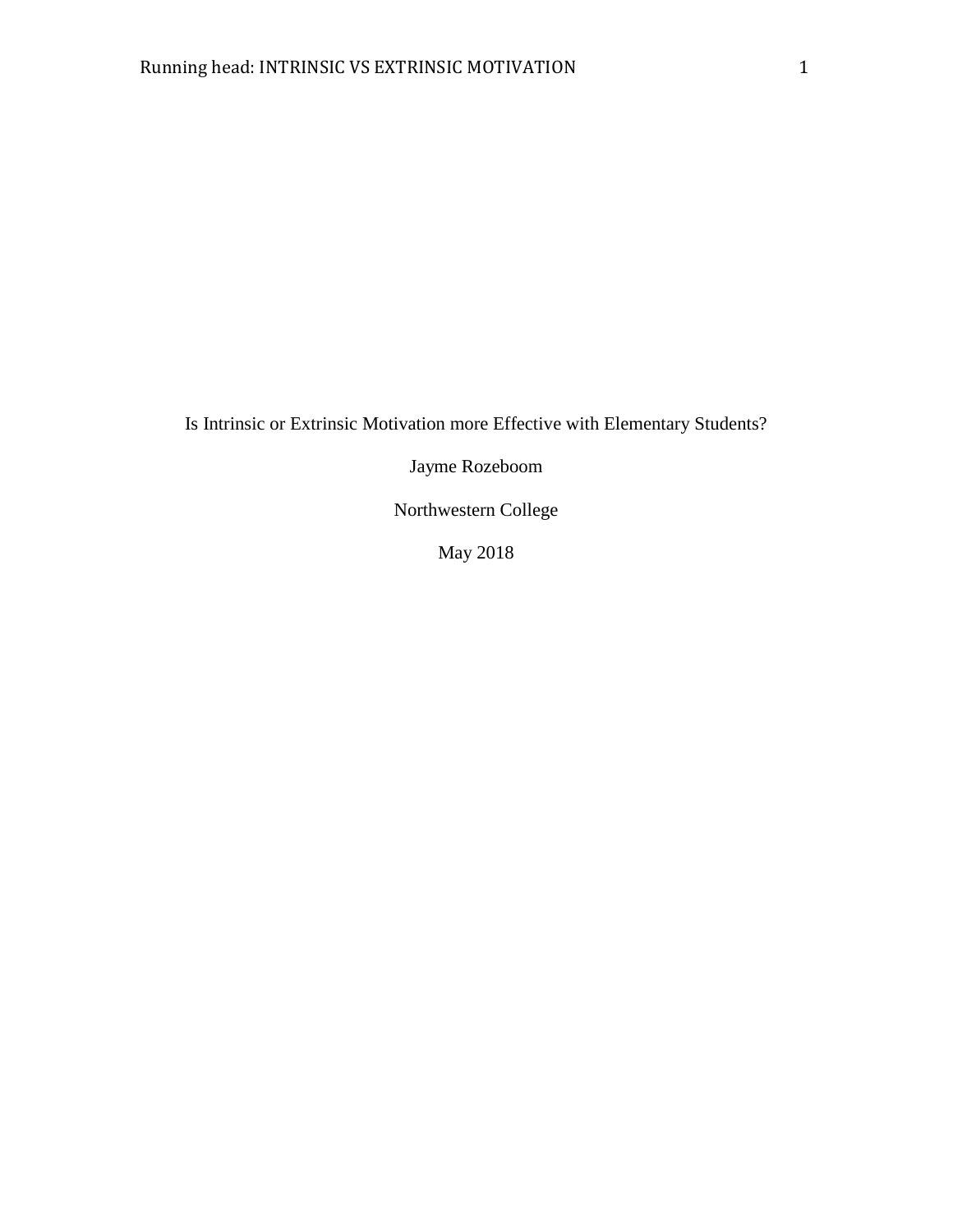Is Intrinsic or Extrinsic Motivation more Effective with Elementary Students?

Jayme Rozeboom

Northwestern College

May 2018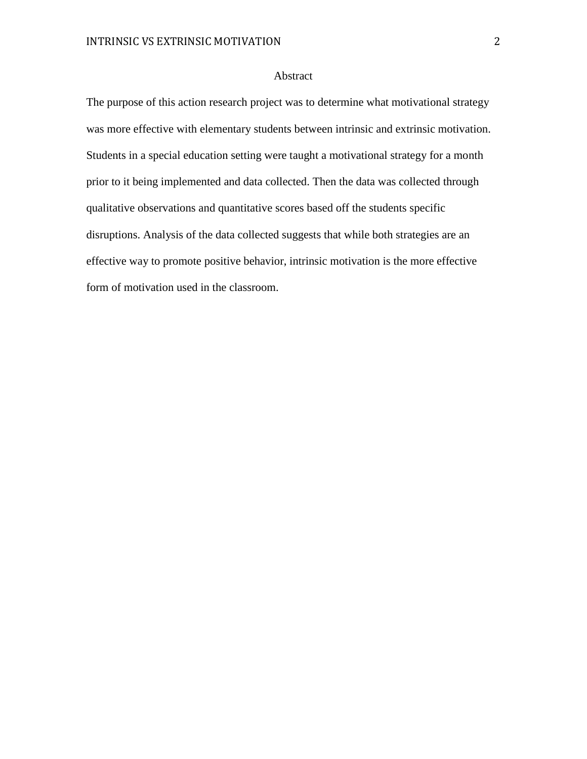# Abstract

The purpose of this action research project was to determine what motivational strategy was more effective with elementary students between intrinsic and extrinsic motivation. Students in a special education setting were taught a motivational strategy for a month prior to it being implemented and data collected. Then the data was collected through qualitative observations and quantitative scores based off the students specific disruptions. Analysis of the data collected suggests that while both strategies are an effective way to promote positive behavior, intrinsic motivation is the more effective form of motivation used in the classroom.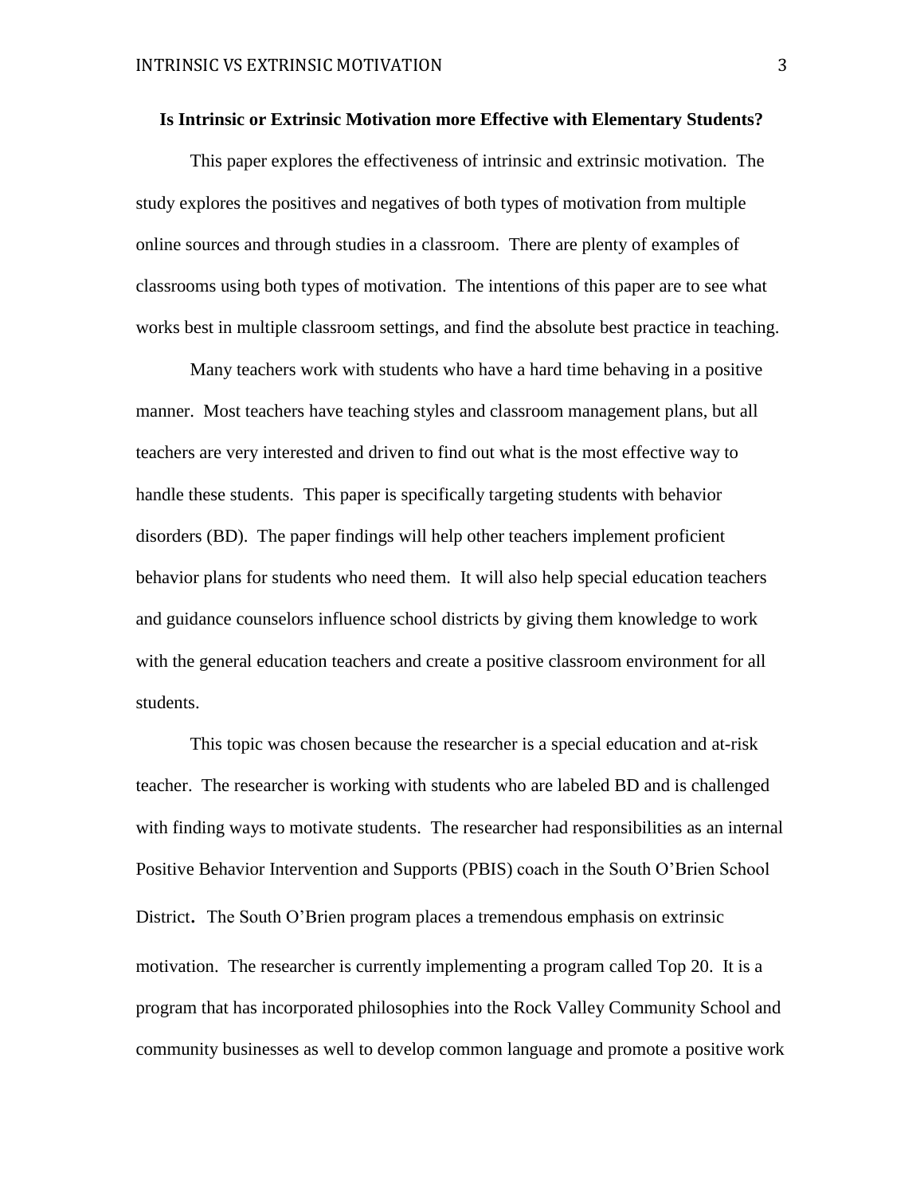**Is Intrinsic or Extrinsic Motivation more Effective with Elementary Students?**

This paper explores the effectiveness of intrinsic and extrinsic motivation. The study explores the positives and negatives of both types of motivation from multiple online sources and through studies in a classroom. There are plenty of examples of classrooms using both types of motivation. The intentions of this paper are to see what works best in multiple classroom settings, and find the absolute best practice in teaching.

Many teachers work with students who have a hard time behaving in a positive manner. Most teachers have teaching styles and classroom management plans, but all teachers are very interested and driven to find out what is the most effective way to handle these students. This paper is specifically targeting students with behavior disorders (BD). The paper findings will help other teachers implement proficient behavior plans for students who need them. It will also help special education teachers and guidance counselors influence school districts by giving them knowledge to work with the general education teachers and create a positive classroom environment for all students.

This topic was chosen because the researcher is a special education and at-risk teacher. The researcher is working with students who are labeled BD and is challenged with finding ways to motivate students. The researcher had responsibilities as an internal Positive Behavior Intervention and Supports (PBIS) coach in the South O'Brien School District. The South O'Brien program places a tremendous emphasis on extrinsic motivation. The researcher is currently implementing a program called Top 20. It is a program that has incorporated philosophies into the Rock Valley Community School and community businesses as well to develop common language and promote a positive work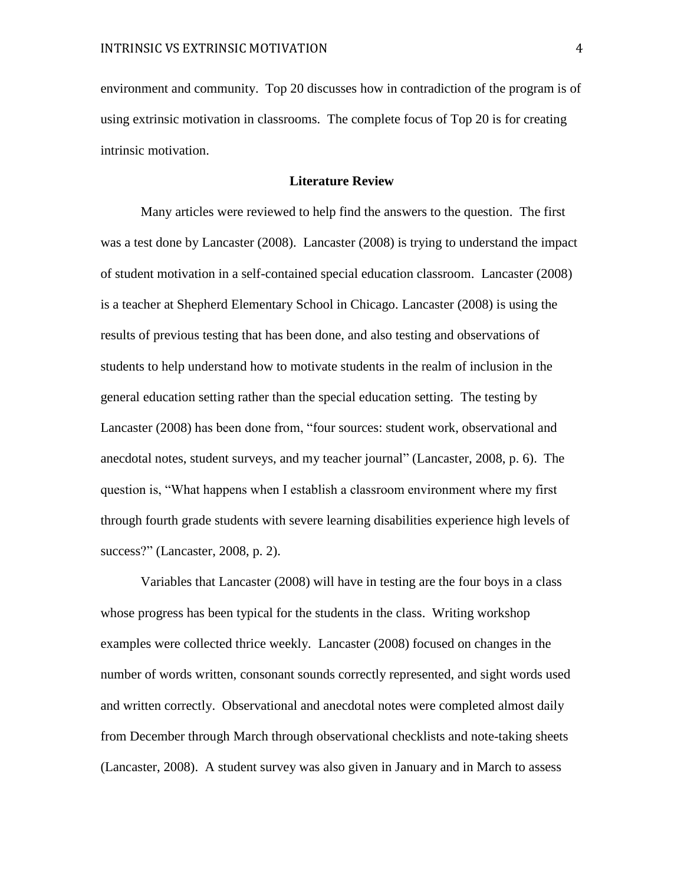environment and community. Top 20 discusses how in contradiction of the program is of using extrinsic motivation in classrooms. The complete focus of Top 20 is for creating intrinsic motivation.

## Literature Review

Many articles were reviewed to help find the answers to the question. The first was a test done by Lancaster (2008). Lancaster (2008) is trying to understand the impact of student motivation in a self-contained special education classroom. Lancaster (2008) is a teacher at Shepherd Elementary School in Chicago. Lancaster (2008) is using the results of previous testing that has been done, and also testing and observations of students to help understand how to motivate students in the realm of inclusion in the general education setting rather than the special education setting. The testing by Lancaster (2008) has been done from, "four sources: student work, observational and anecdotal notes, student surveys, and my teacher journal" (Lancaster, 2008, p. 6). The question is, "What happens when I establish a classroom environment where my first through fourth grade students with severe learning disabilities experience high levels of success?" (Lancaster, 2008, p. 2).

Variables that Lancaster (2008) will have in testing are the four boys in a class whose progress has been typical for the students in the class. Writing workshop examples were collected thrice weekly. Lancaster (2008) focused on changes in the number of words written, consonant sounds correctly represented, and sight words used and written correctly. Observational and anecdotal notes were completed almost daily from December through March through observational checklists and note-taking sheets (Lancaster, 2008). A student survey was also given in January and in March to assess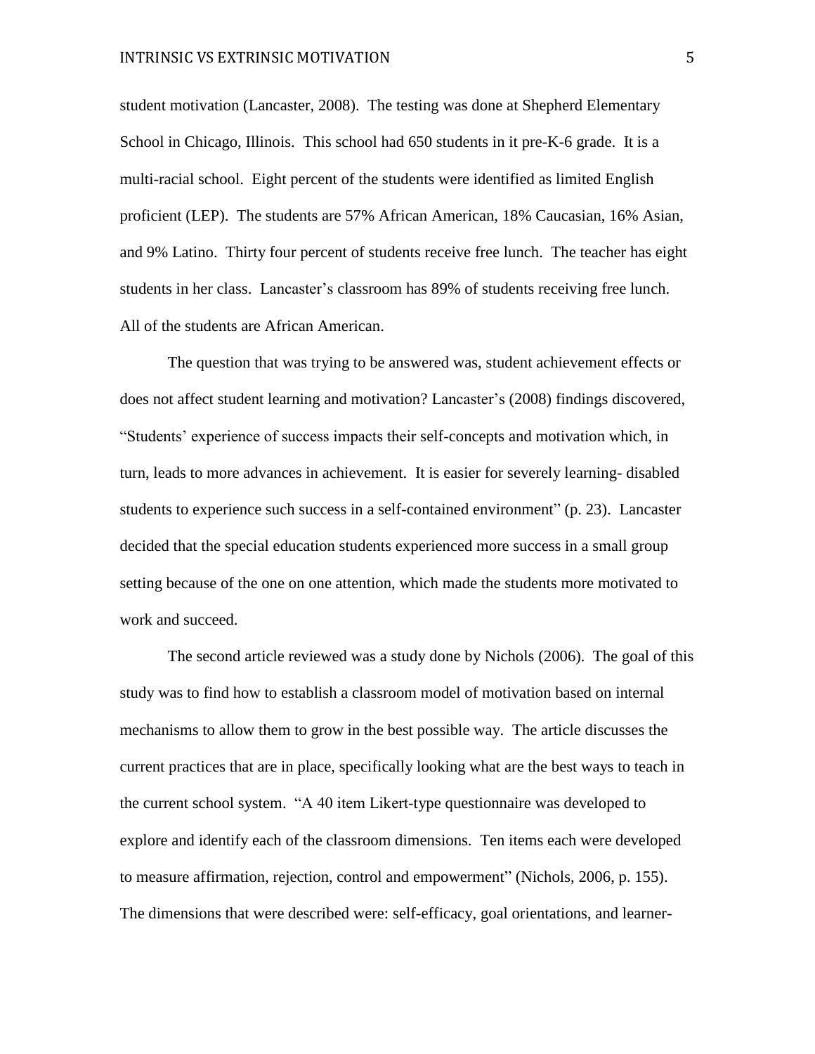student motivation (Lancaster, 2008). The testing was done at Shepherd Elementary School in Chicago, Illinois. This school had 650 students in it pre-K-6 grade. It is a multi-racial school. Eight percent of the students were identified as limited English proficient (LEP). The students are 57% African American, 18% Caucasian, 16% Asian, and 9% Latino. Thirty four percent of students receive free lunch. The teacher has eight students in her class. Lancaster's classroom has 89% of students receiving free lunch. All of the students are African American.

The question that was trying to be answered was, student achievement effects or does not affect student learning and motivation? Lancaster's (2008) findings discovered, "Students' experience of success impacts their self-concepts and motivation which, in turn, leads to more advances in achievement. It is easier for severely learning- disabled students to experience such success in a self-contained environment" (p. 23). Lancaster decided that the special education students experienced more success in a small group setting because of the one on one attention, which made the students more motivated to work and succeed.

The second article reviewed was a study done by Nichols (2006). The goal of this study was to find how to establish a classroom model of motivation based on internal mechanisms to allow them to grow in the best possible way. The article discusses the current practices that are in place, specifically looking what are the best ways to teach in the current school system. "A 40 item Likert-type questionnaire was developed to explore and identify each of the classroom dimensions. Ten items each were developed to measure affirmation, rejection, control and empowerment" (Nichols, 2006, p. 155). The dimensions that were described were: self-efficacy, goal orientations, and learner-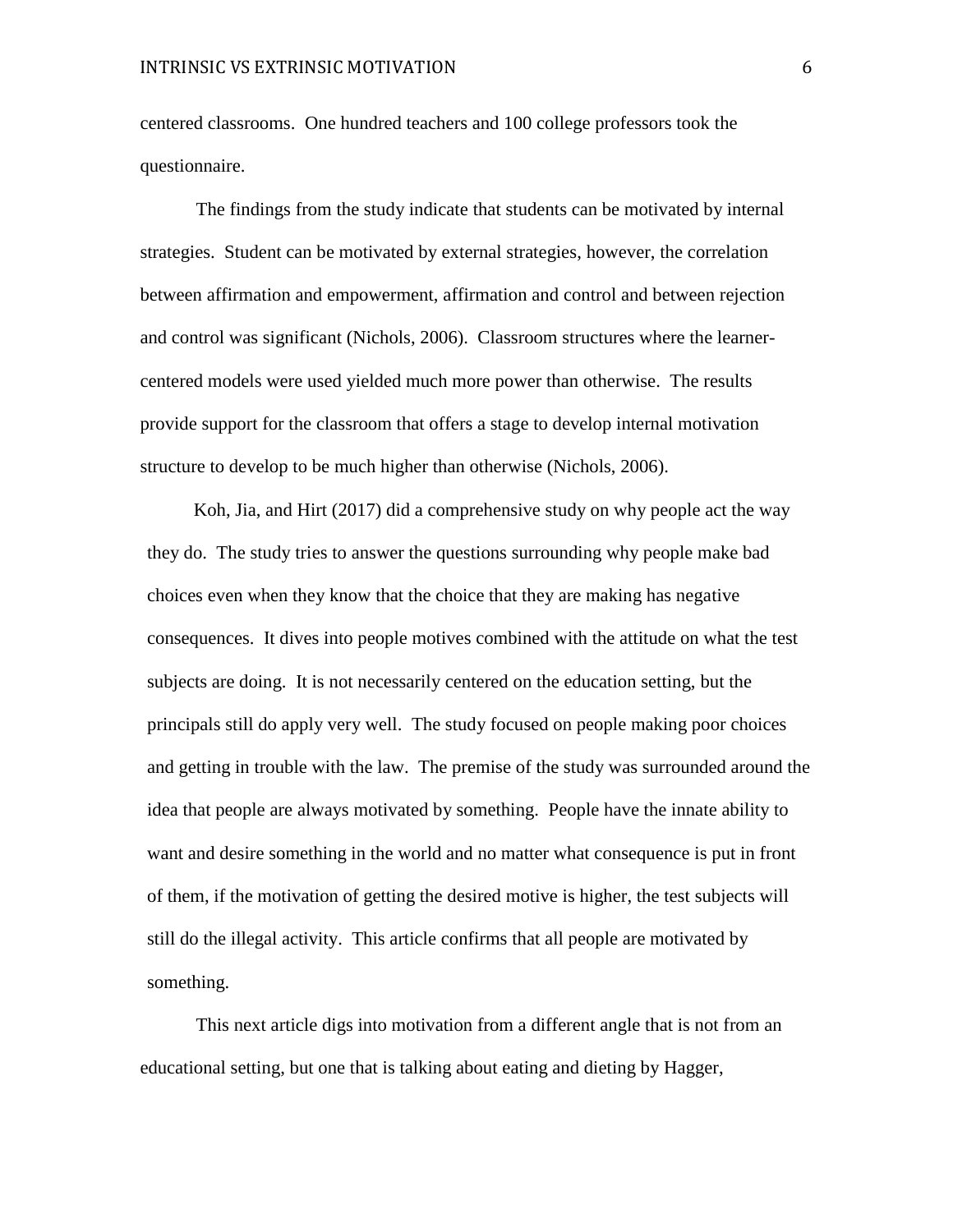centered classrooms. One hundred teachers and 100 college professors took the questionnaire.

The findings from the study indicate that students can be motivated by internal strategies. Student can be motivated by external strategies, however, the correlation between affirmation and empowerment, affirmation and control and between rejection and control was significant (Nichols, 2006). Classroom structures where the learner-centered models were used yielded much more power than otherwise. The results provide support for the classroom that offers a stage to develop internal motivation structure to develop to be much higher than otherwise (Nichols, 2006).

Koh, Jia, and Hirt (2017) did a comprehensive study on why people act the way they do. The study tries to answer the questions surrounding why people make bad choices even when they know that the choice that they are making has negative consequences. It dives into people motives combined with the attitude on what the test subjects are doing. It is not necessarily centered on the education setting, but the principals still do apply very well. The study focused on people making poor choices and getting in trouble with the law. The premise of the study was surrounded around the idea that people are always motivated by something. People have the innate ability to want and desire something in the world and no matter what consequence is put in front of them, if the motivation of getting the desired motive is higher, the test subjects will still do the illegal activity. This article confirms that all people are motivated by something.

This next article digs into motivation from a different angle that is not from an educational setting, but one that is talking about eating and dieting by Hagger,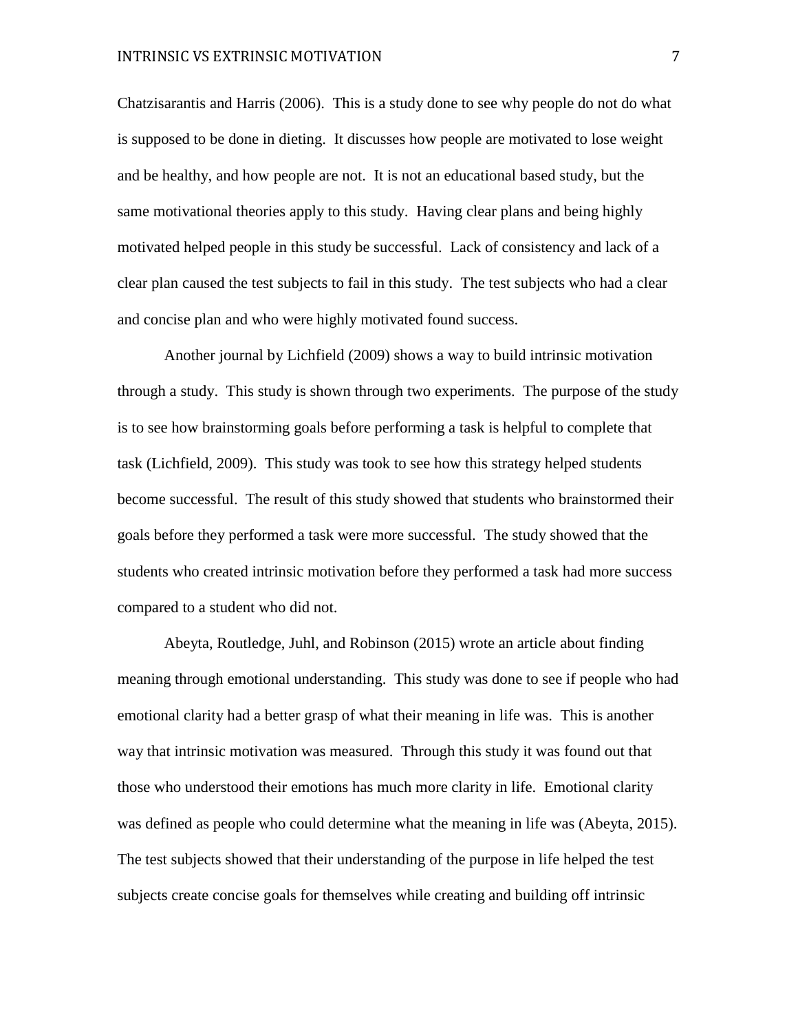Chatzisarantis and Harris (2006). This is a study done to see why people do not do what is supposed to be done in dieting. It discusses how people are motivated to lose weight and be healthy, and how people are not. It is not an educational based study, but the same motivational theories apply to this study. Having clear plans and being highly motivated helped people in this study be successful. Lack of consistency and lack of a clear plan caused the test subjects to fail in this study. The test subjects who had a clear and concise plan and who were highly motivated found success.

Another journal by Lichfield (2009) shows a way to build intrinsic motivation through a study. This study is shown through two experiments. The purpose of the study is to see how brainstorming goals before performing a task is helpful to complete that task (Lichfield, 2009). This study was took to see how this strategy helped students become successful. The result of this study showed that students who brainstormed their goals before they performed a task were more successful. The study showed that the students who created intrinsic motivation before they performed a task had more success compared to a student who did not.

Abeyta, Routledge, Juhl, and Robinson (2015) wrote an article about finding meaning through emotional understanding. This study was done to see if people who had emotional clarity had a better grasp of what their meaning in life was. This is another way that intrinsic motivation was measured. Through this study it was found out that those who understood their emotions has much more clarity in life. Emotional clarity was defined as people who could determine what the meaning in life was (Abeyta, 2015). The test subjects showed that their understanding of the purpose in life helped the test subjects create concise goals for themselves while creating and building off intrinsic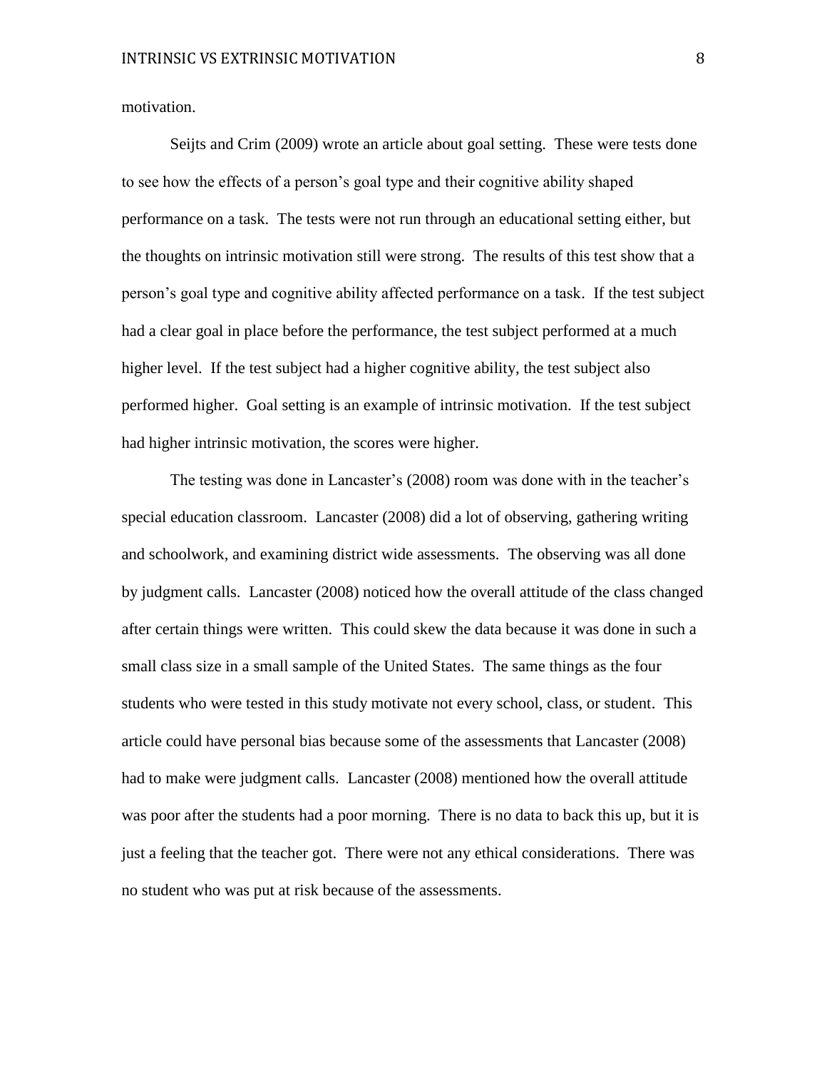motivation.

Seijts and Crim (2009) wrote an article about goal setting. These were tests done to see how the effects of a person's goal type and their cognitive ability shaped performance on a task. The tests were not run through an educational setting either, but the thoughts on intrinsic motivation still were strong. The results of this test show that a person's goal type and cognitive ability affected performance on a task. If the test subject had a clear goal in place before the performance, the test subject performed at a much higher level. If the test subject had a higher cognitive ability, the test subject also performed higher. Goal setting is an example of intrinsic motivation. If the test subject had higher intrinsic motivation, the scores were higher.

The testing was done in Lancaster's (2008) room was done with in the teacher's special education classroom. Lancaster (2008) did a lot of observing, gathering writing and schoolwork, and examining district wide assessments. The observing was all done by judgment calls. Lancaster (2008) noticed how the overall attitude of the class changed after certain things were written. This could skew the data because it was done in such a small class size in a small sample of the United States. The same things as the four students who were tested in this study motivate not every school, class, or student. This article could have personal bias because some of the assessments that Lancaster (2008) had to make were judgment calls. Lancaster (2008) mentioned how the overall attitude was poor after the students had a poor morning. There is no data to back this up, but it is just a feeling that the teacher got. There were not any ethical considerations. There was no student who was put at risk because of the assessments.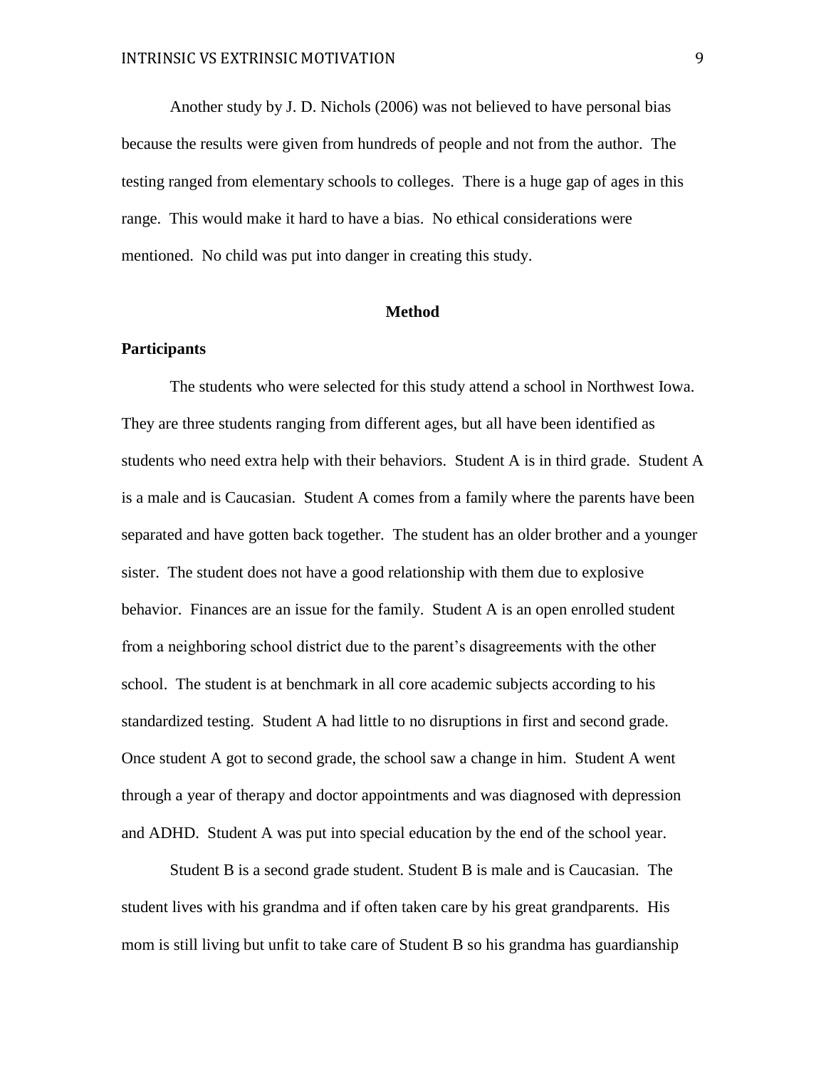Another study by J. D. Nichols (2006) was not believed to have personal bias because the results were given from hundreds of people and not from the author. The testing ranged from elementary schools to colleges. There is a huge gap of ages in this range. This would make it hard to have a bias. No ethical considerations were mentioned. No child was put into danger in creating this study.

## Method

### Participants

The students who were selected for this study attend a school in Northwest Iowa. They are three students ranging from different ages, but all have been identified as students who need extra help with their behaviors. Student A is in third grade. Student A is a male and is Caucasian. Student A comes from a family where the parents have been separated and have gotten back together. The student has an older brother and a younger sister. The student does not have a good relationship with them due to explosive behavior. Finances are an issue for the family. Student A is an open enrolled student from a neighboring school district due to the parent's disagreements with the other school. The student is at benchmark in all core academic subjects according to his standardized testing. Student A had little to no disruptions in first and second grade. Once student A got to second grade, the school saw a change in him. Student A went through a year of therapy and doctor appointments and was diagnosed with depression and ADHD. Student A was put into special education by the end of the school year.

Student B is a second grade student. Student B is male and is Caucasian. The student lives with his grandma and if often taken care by his great grandparents. His mom is still living but unfit to take care of Student B so his grandma has guardianship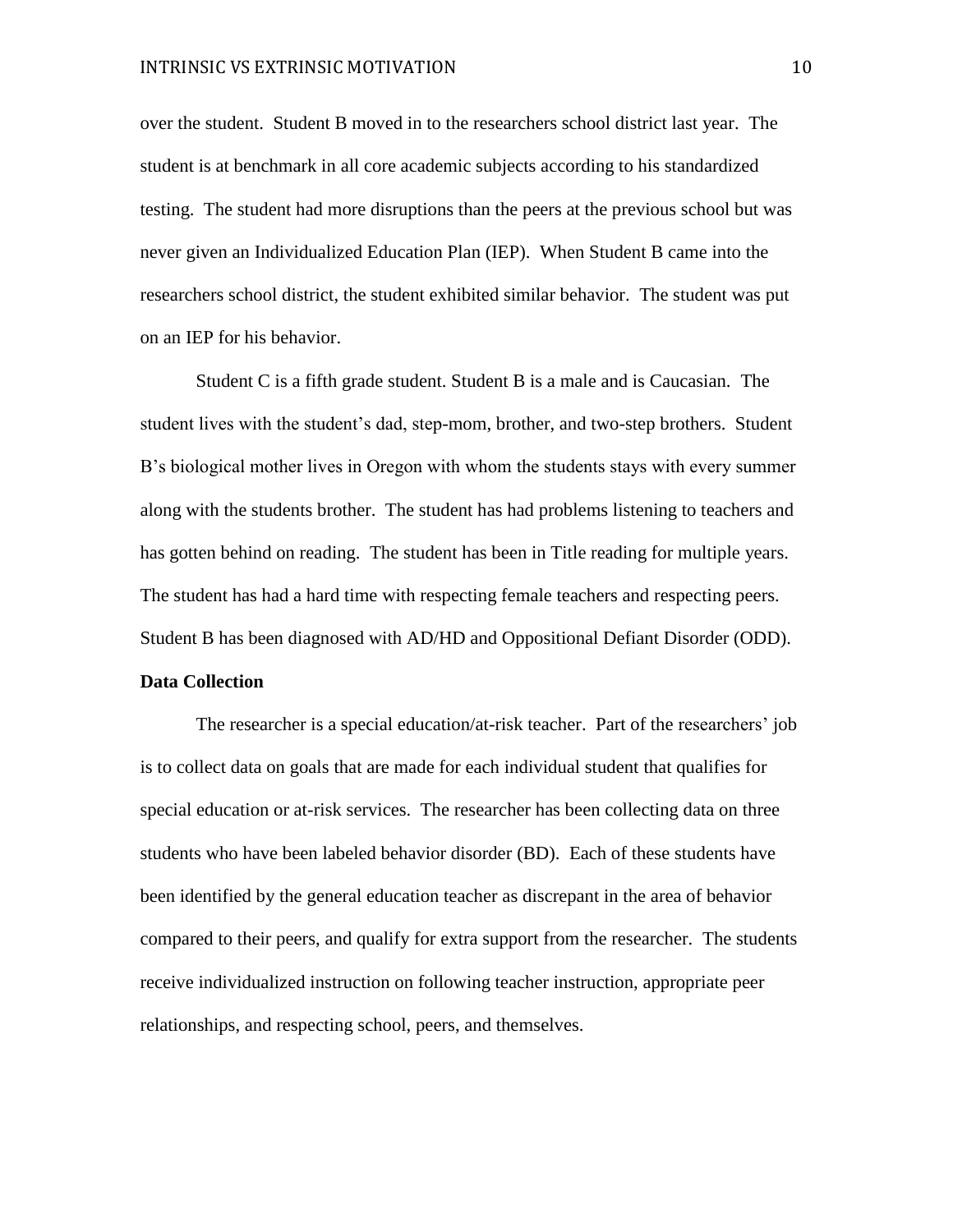over the student. Student B moved in to the researchers school district last year. The student is at benchmark in all core academic subjects according to his standardized testing. The student had more disruptions than the peers at the previous school but was never given an Individualized Education Plan (IEP). When Student B came into the researchers school district, the student exhibited similar behavior. The student was put on an IEP for his behavior.

Student C is a fifth grade student. Student B is a male and is Caucasian. The student lives with the student's dad, step-mom, brother, and two-step brothers. Student B's biological mother lives in Oregon with whom the students stays with every summer along with the students brother. The student has had problems listening to teachers and has gotten behind on reading. The student has been in Title reading for multiple years. The student has had a hard time with respecting female teachers and respecting peers. Student B has been diagnosed with AD/HD and Oppositional Defiant Disorder (ODD).

**Data Collection**

The researcher is a special education/at-risk teacher. Part of the researchers' job is to collect data on goals that are made for each individual student that qualifies for special education or at-risk services. The researcher has been collecting data on three students who have been labeled behavior disorder (BD). Each of these students have been identified by the general education teacher as discrepant in the area of behavior compared to their peers, and qualify for extra support from the researcher. The students receive individualized instruction on following teacher instruction, appropriate peer relationships, and respecting school, peers, and themselves.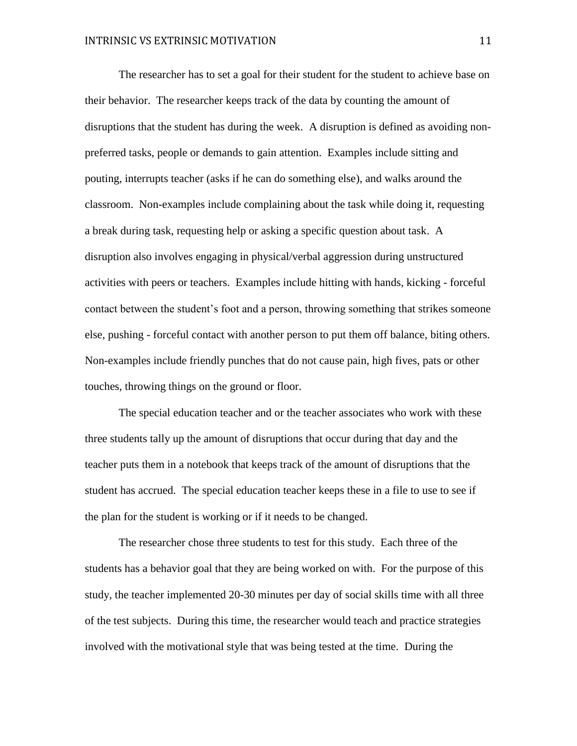The researcher has to set a goal for their student for the student to achieve base on their behavior. The researcher keeps track of the data by counting the amount of disruptions that the student has during the week. A disruption is defined as avoiding non-preferred tasks, people or demands to gain attention. Examples include sitting and pouting, interrupts teacher (asks if he can do something else), and walks around the classroom. Non-examples include complaining about the task while doing it, requesting a break during task, requesting help or asking a specific question about task. A disruption also involves engaging in physical/verbal aggression during unstructured activities with peers or teachers. Examples include hitting with hands, kicking - forceful contact between the student's foot and a person, throwing something that strikes someone else, pushing - forceful contact with another person to put them off balance, biting others. Non-examples include friendly punches that do not cause pain, high fives, pats or other touches, throwing things on the ground or floor.

The special education teacher and or the teacher associates who work with these three students tally up the amount of disruptions that occur during that day and the teacher puts them in a notebook that keeps track of the amount of disruptions that the student has accrued. The special education teacher keeps these in a file to use to see if the plan for the student is working or if it needs to be changed.

The researcher chose three students to test for this study. Each three of the students has a behavior goal that they are being worked on with. For the purpose of this study, the teacher implemented 20-30 minutes per day of social skills time with all three of the test subjects. During this time, the researcher would teach and practice strategies involved with the motivational style that was being tested at the time. During the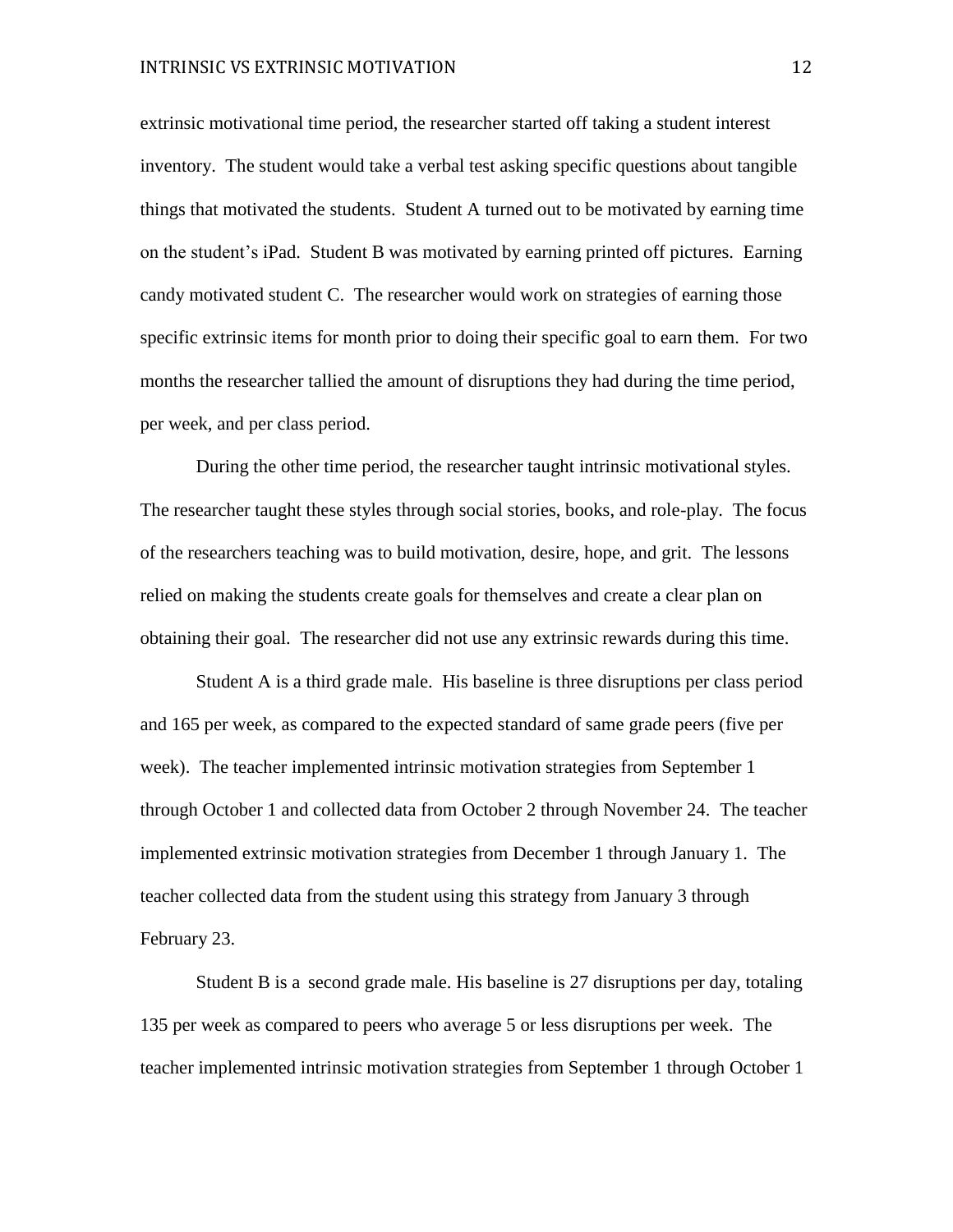extrinsic motivational time period, the researcher started off taking a student interest inventory. The student would take a verbal test asking specific questions about tangible things that motivated the students. Student A turned out to be motivated by earning time on the student's iPad. Student B was motivated by earning printed off pictures. Earning candy motivated student C. The researcher would work on strategies of earning those specific extrinsic items for month prior to doing their specific goal to earn them. For two months the researcher tallied the amount of disruptions they had during the time period, per week, and per class period.

During the other time period, the researcher taught intrinsic motivational styles. The researcher taught these styles through social stories, books, and role-play. The focus of the researchers teaching was to build motivation, desire, hope, and grit. The lessons relied on making the students create goals for themselves and create a clear plan on obtaining their goal. The researcher did not use any extrinsic rewards during this time.

Student A is a third grade male. His baseline is three disruptions per class period and 165 per week, as compared to the expected standard of same grade peers (five per week). The teacher implemented intrinsic motivation strategies from September 1 through October 1 and collected data from October 2 through November 24. The teacher implemented extrinsic motivation strategies from December 1 through January 1. The teacher collected data from the student using this strategy from January 3 through February 23.

Student B is a second grade male. His baseline is 27 disruptions per day, totaling 135 per week as compared to peers who average 5 or less disruptions per week. The teacher implemented intrinsic motivation strategies from September 1 through October 1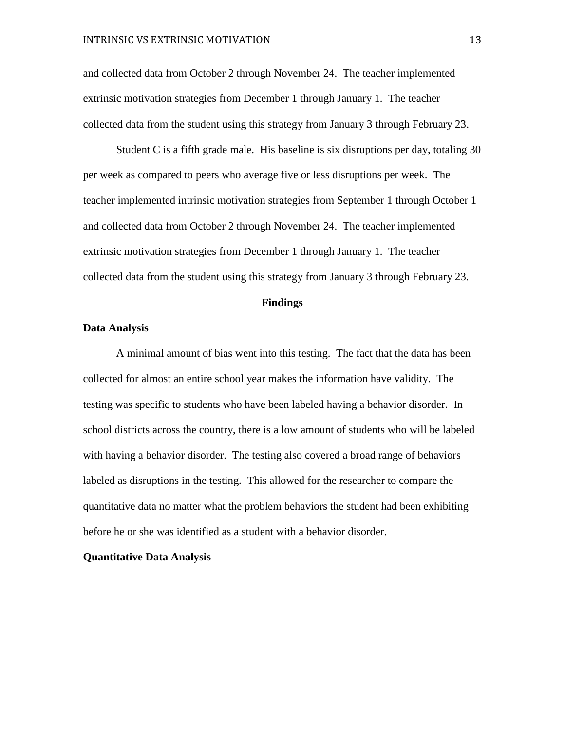and collected data from October 2 through November 24. The teacher implemented extrinsic motivation strategies from December 1 through January 1. The teacher collected data from the student using this strategy from January 3 through February 23.

Student C is a fifth grade male. His baseline is six disruptions per day, totaling 30 per week as compared to peers who average five or less disruptions per week. The teacher implemented intrinsic motivation strategies from September 1 through October 1 and collected data from October 2 through November 24. The teacher implemented extrinsic motivation strategies from December 1 through January 1. The teacher collected data from the student using this strategy from January 3 through February 23.

## Findings

### Data Analysis

A minimal amount of bias went into this testing. The fact that the data has been collected for almost an entire school year makes the information have validity. The testing was specific to students who have been labeled having a behavior disorder. In school districts across the country, there is a low amount of students who will be labeled with having a behavior disorder. The testing also covered a broad range of behaviors labeled as disruptions in the testing. This allowed for the researcher to compare the quantitative data no matter what the problem behaviors the student had been exhibiting before he or she was identified as a student with a behavior disorder.

### Quantitative Data Analysis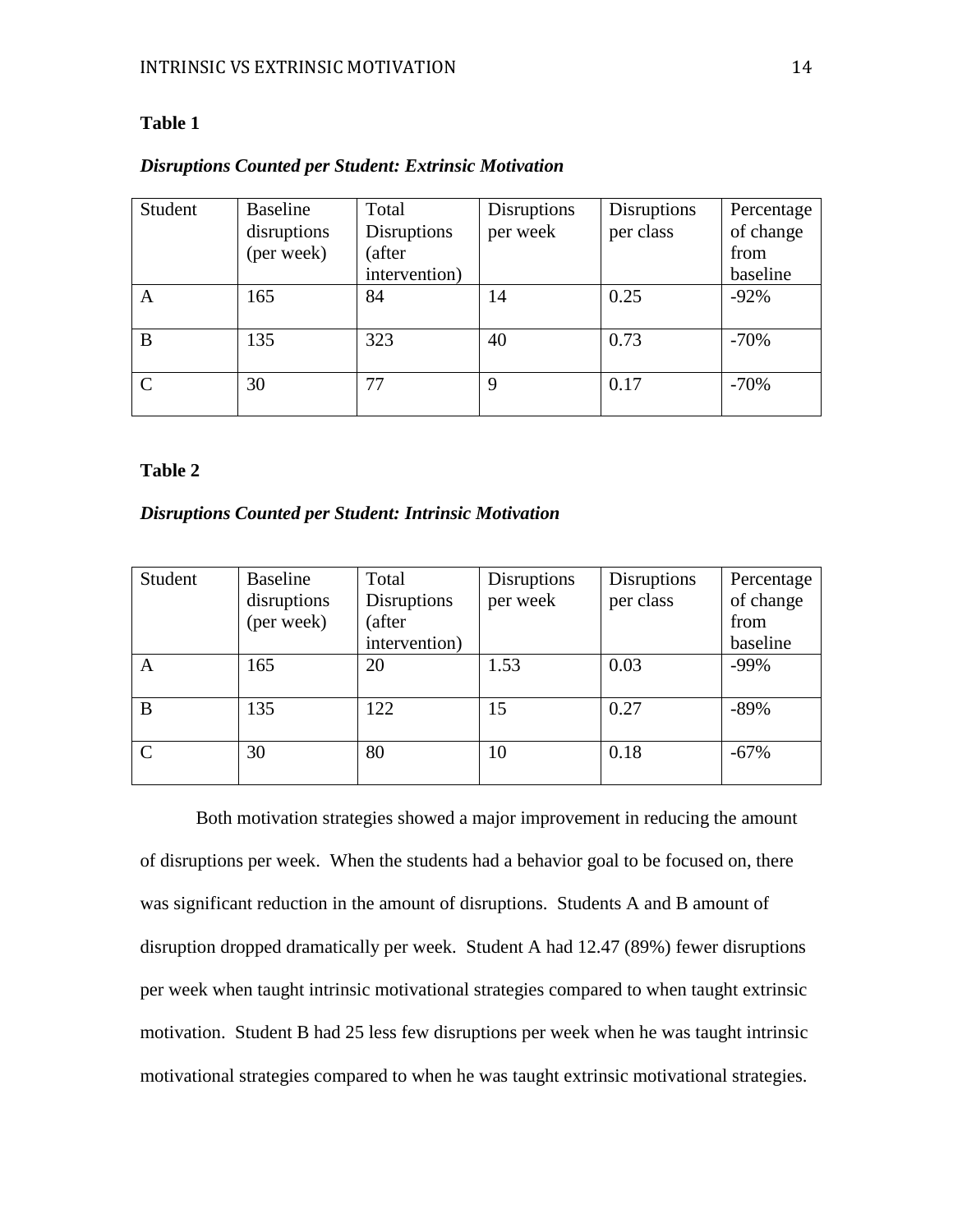**Table 1**

***Disruptions Counted per Student: Extrinsic Motivation***

| Student | Baseline disruptions (per week) | Total Disruptions (after intervention) | Disruptions per week | Disruptions per class | Percentage of change from baseline |
|---|---|---|---|---|---|
| A | 165 | 84 | 14 | 0.25 | -92% |
| B | 135 | 323 | 40 | 0.73 | -70% |
| C | 30 | 77 | 9 | 0.17 | -70% |

**Table 2**

***Disruptions Counted per Student: Intrinsic Motivation***

| Student | Baseline disruptions (per week) | Total Disruptions (after intervention) | Disruptions per week | Disruptions per class | Percentage of change from baseline |
|---|---|---|---|---|---|
| A | 165 | 20 | 1.53 | 0.03 | -99% |
| B | 135 | 122 | 15 | 0.27 | -89% |
| C | 30 | 80 | 10 | 0.18 | -67% |

Both motivation strategies showed a major improvement in reducing the amount of disruptions per week. When the students had a behavior goal to be focused on, there was significant reduction in the amount of disruptions. Students A and B amount of disruption dropped dramatically per week. Student A had 12.47 (89%) fewer disruptions per week when taught intrinsic motivational strategies compared to when taught extrinsic motivation. Student B had 25 less few disruptions per week when he was taught intrinsic motivational strategies compared to when he was taught extrinsic motivational strategies.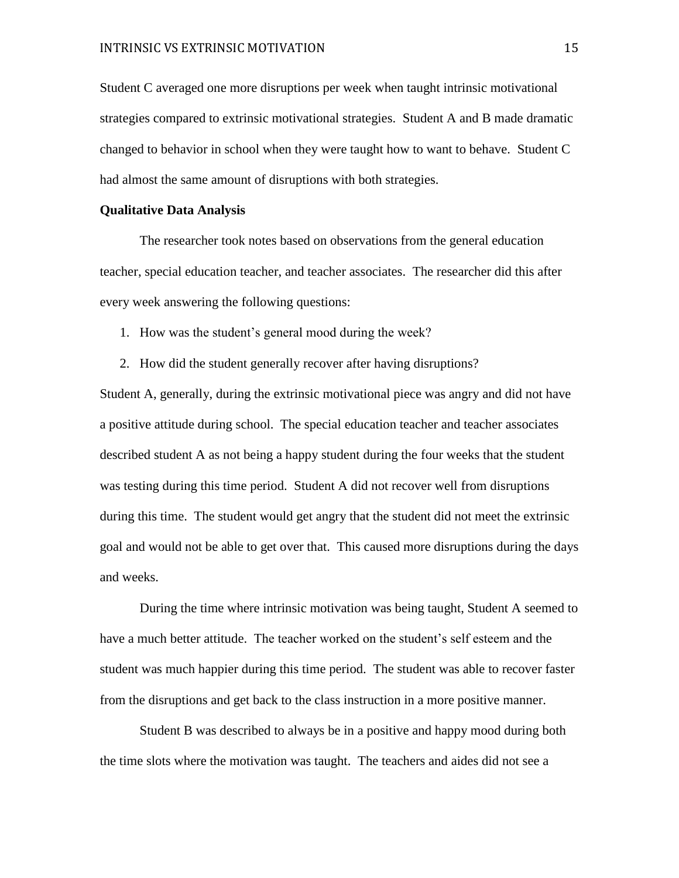Student C averaged one more disruptions per week when taught intrinsic motivational strategies compared to extrinsic motivational strategies. Student A and B made dramatic changed to behavior in school when they were taught how to want to behave. Student C had almost the same amount of disruptions with both strategies.

**Qualitative Data Analysis**

The researcher took notes based on observations from the general education teacher, special education teacher, and teacher associates. The researcher did this after every week answering the following questions:

1. How was the student's general mood during the week?
2. How did the student generally recover after having disruptions?

Student A, generally, during the extrinsic motivational piece was angry and did not have a positive attitude during school. The special education teacher and teacher associates described student A as not being a happy student during the four weeks that the student was testing during this time period. Student A did not recover well from disruptions during this time. The student would get angry that the student did not meet the extrinsic goal and would not be able to get over that. This caused more disruptions during the days and weeks.

During the time where intrinsic motivation was being taught, Student A seemed to have a much better attitude. The teacher worked on the student's self esteem and the student was much happier during this time period. The student was able to recover faster from the disruptions and get back to the class instruction in a more positive manner.

Student B was described to always be in a positive and happy mood during both the time slots where the motivation was taught. The teachers and aides did not see a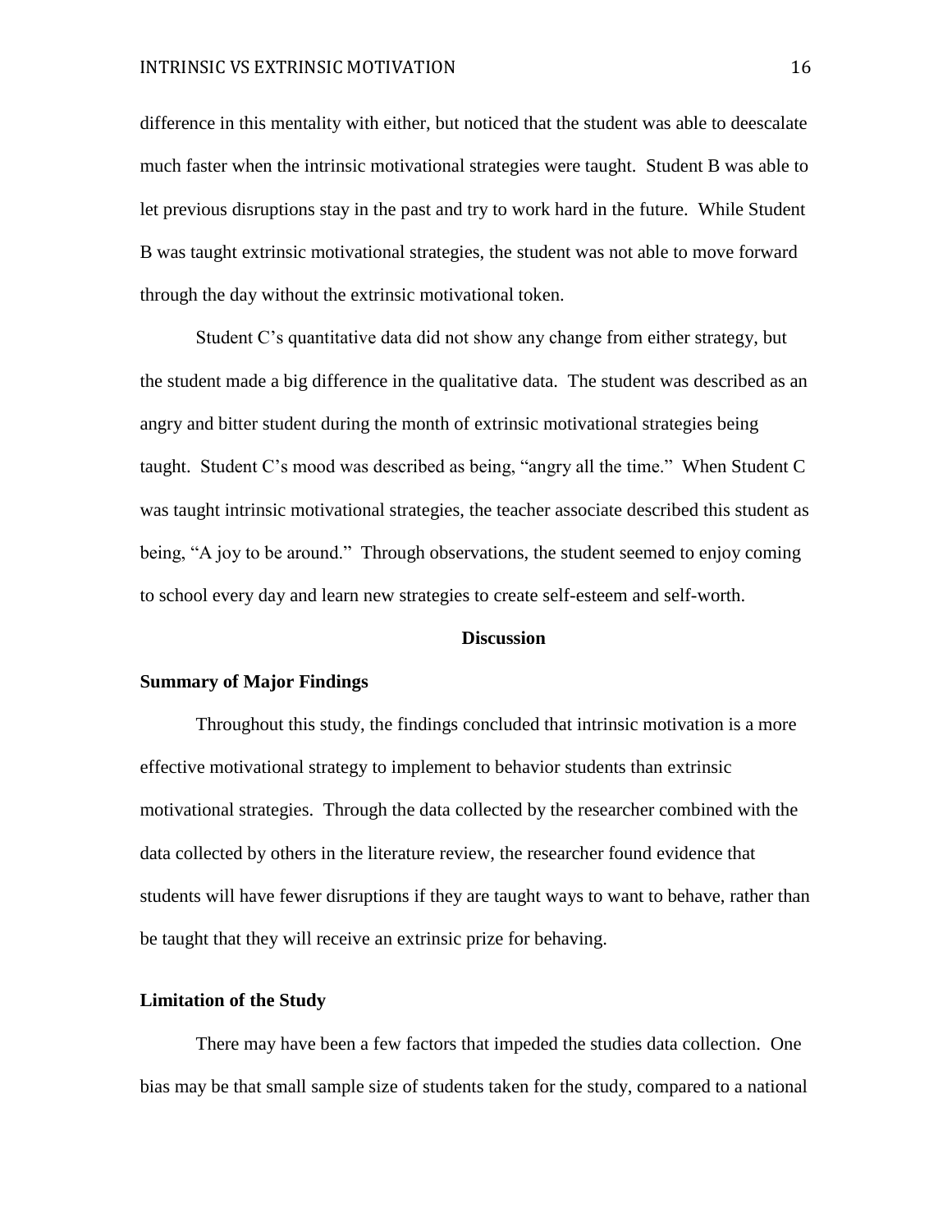difference in this mentality with either, but noticed that the student was able to deescalate much faster when the intrinsic motivational strategies were taught. Student B was able to let previous disruptions stay in the past and try to work hard in the future. While Student B was taught extrinsic motivational strategies, the student was not able to move forward through the day without the extrinsic motivational token.

Student C's quantitative data did not show any change from either strategy, but the student made a big difference in the qualitative data. The student was described as an angry and bitter student during the month of extrinsic motivational strategies being taught. Student C's mood was described as being, "angry all the time." When Student C was taught intrinsic motivational strategies, the teacher associate described this student as being, "A joy to be around." Through observations, the student seemed to enjoy coming to school every day and learn new strategies to create self-esteem and self-worth.

## Discussion

### Summary of Major Findings

Throughout this study, the findings concluded that intrinsic motivation is a more effective motivational strategy to implement to behavior students than extrinsic motivational strategies. Through the data collected by the researcher combined with the data collected by others in the literature review, the researcher found evidence that students will have fewer disruptions if they are taught ways to want to behave, rather than be taught that they will receive an extrinsic prize for behaving.

### Limitation of the Study

There may have been a few factors that impeded the studies data collection. One bias may be that small sample size of students taken for the study, compared to a national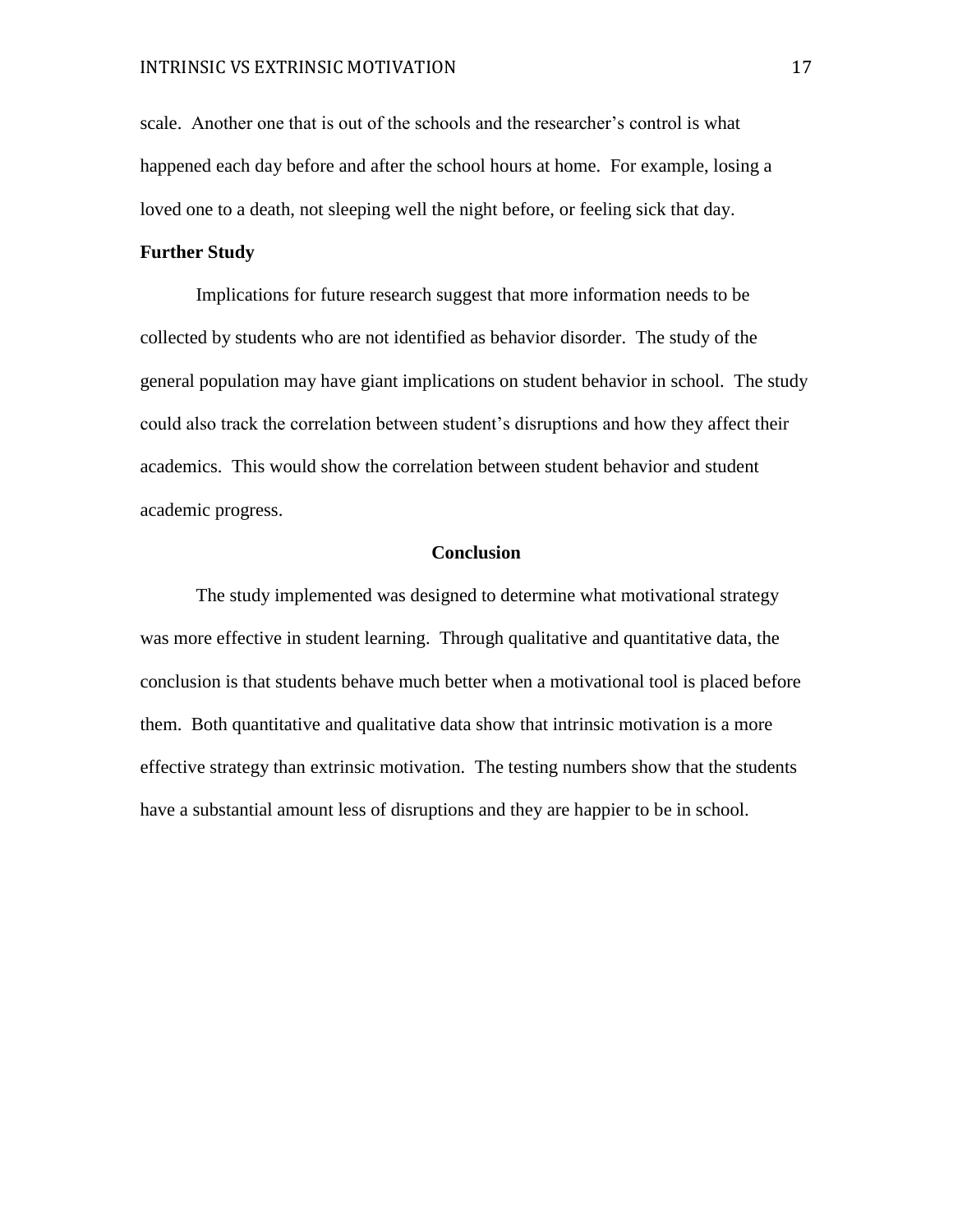scale. Another one that is out of the schools and the researcher's control is what happened each day before and after the school hours at home. For example, losing a loved one to a death, not sleeping well the night before, or feeling sick that day.

### Further Study

Implications for future research suggest that more information needs to be collected by students who are not identified as behavior disorder. The study of the general population may have giant implications on student behavior in school. The study could also track the correlation between student's disruptions and how they affect their academics. This would show the correlation between student behavior and student academic progress.

## Conclusion

The study implemented was designed to determine what motivational strategy was more effective in student learning. Through qualitative and quantitative data, the conclusion is that students behave much better when a motivational tool is placed before them. Both quantitative and qualitative data show that intrinsic motivation is a more effective strategy than extrinsic motivation. The testing numbers show that the students have a substantial amount less of disruptions and they are happier to be in school.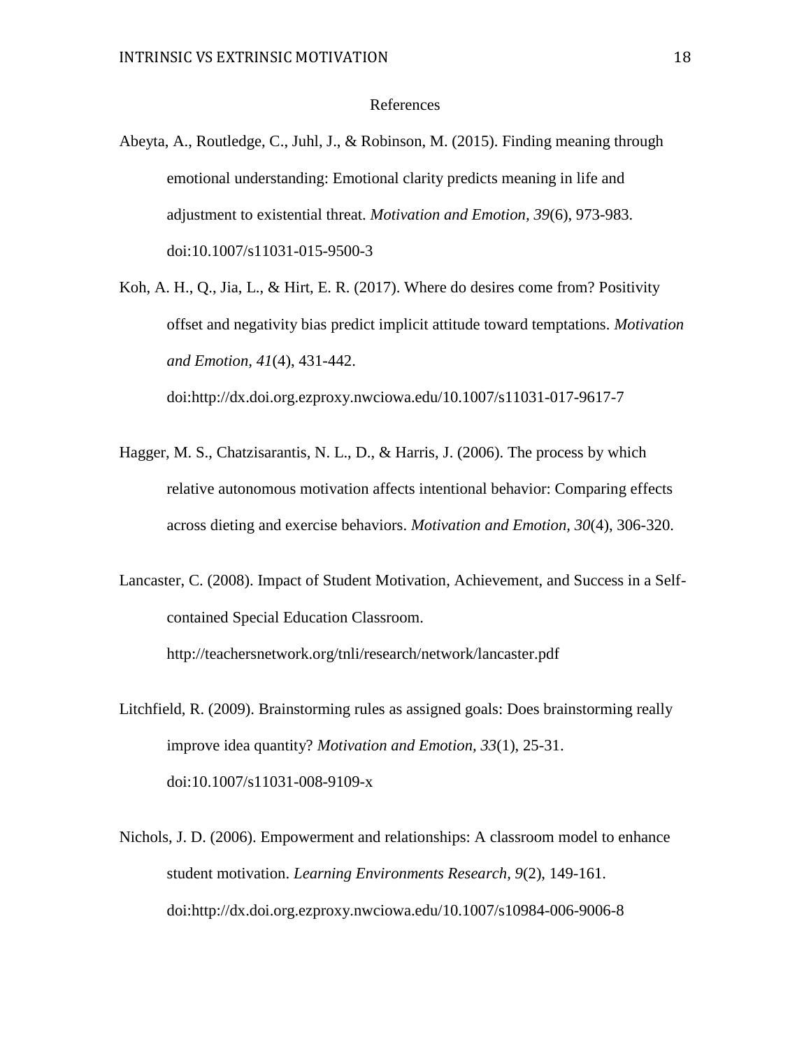References

Abeyta, A., Routledge, C., Juhl, J., & Robinson, M. (2015). Finding meaning through emotional understanding: Emotional clarity predicts meaning in life and adjustment to existential threat. *Motivation and Emotion, 39*(6), 973-983. doi:10.1007/s11031-015-9500-3

Koh, A. H., Q., Jia, L., & Hirt, E. R. (2017). Where do desires come from? Positivity offset and negativity bias predict implicit attitude toward temptations. *Motivation and Emotion, 41*(4), 431-442. doi:http://dx.doi.org.ezproxy.nwciowa.edu/10.1007/s11031-017-9617-7

Hagger, M. S., Chatzisarantis, N. L., D., & Harris, J. (2006). The process by which relative autonomous motivation affects intentional behavior: Comparing effects across dieting and exercise behaviors. *Motivation and Emotion, 30*(4), 306-320.

Lancaster, C. (2008). Impact of Student Motivation, Achievement, and Success in a Self-contained Special Education Classroom. http://teachersnetwork.org/tnli/research/network/lancaster.pdf

Litchfield, R. (2009). Brainstorming rules as assigned goals: Does brainstorming really improve idea quantity? *Motivation and Emotion, 33*(1), 25-31. doi:10.1007/s11031-008-9109-x

Nichols, J. D. (2006). Empowerment and relationships: A classroom model to enhance student motivation. *Learning Environments Research, 9*(2), 149-161. doi:http://dx.doi.org.ezproxy.nwciowa.edu/10.1007/s10984-006-9006-8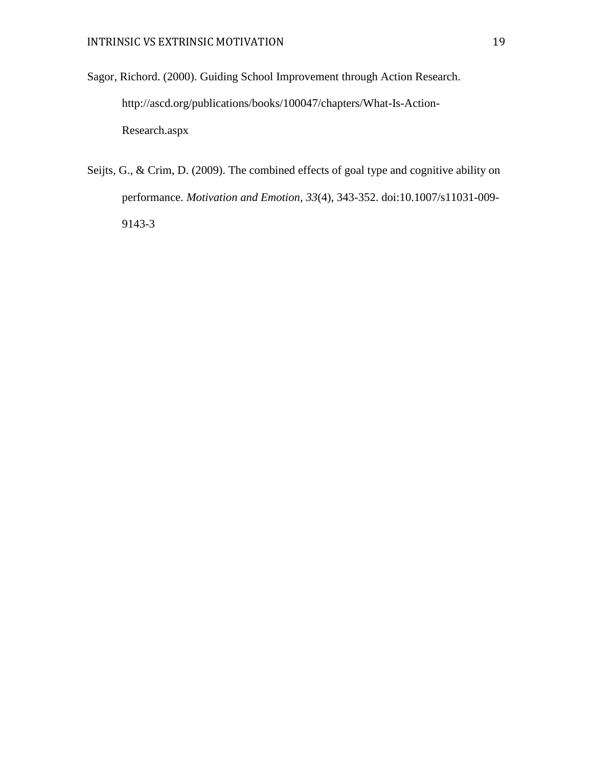Sagor, Richord. (2000). Guiding School Improvement through Action Research. http://ascd.org/publications/books/100047/chapters/What-Is-Action-Research.aspx

Seijts, G., & Crim, D. (2009). The combined effects of goal type and cognitive ability on performance. *Motivation and Emotion, 33*(4), 343-352. doi:10.1007/s11031-009-9143-3